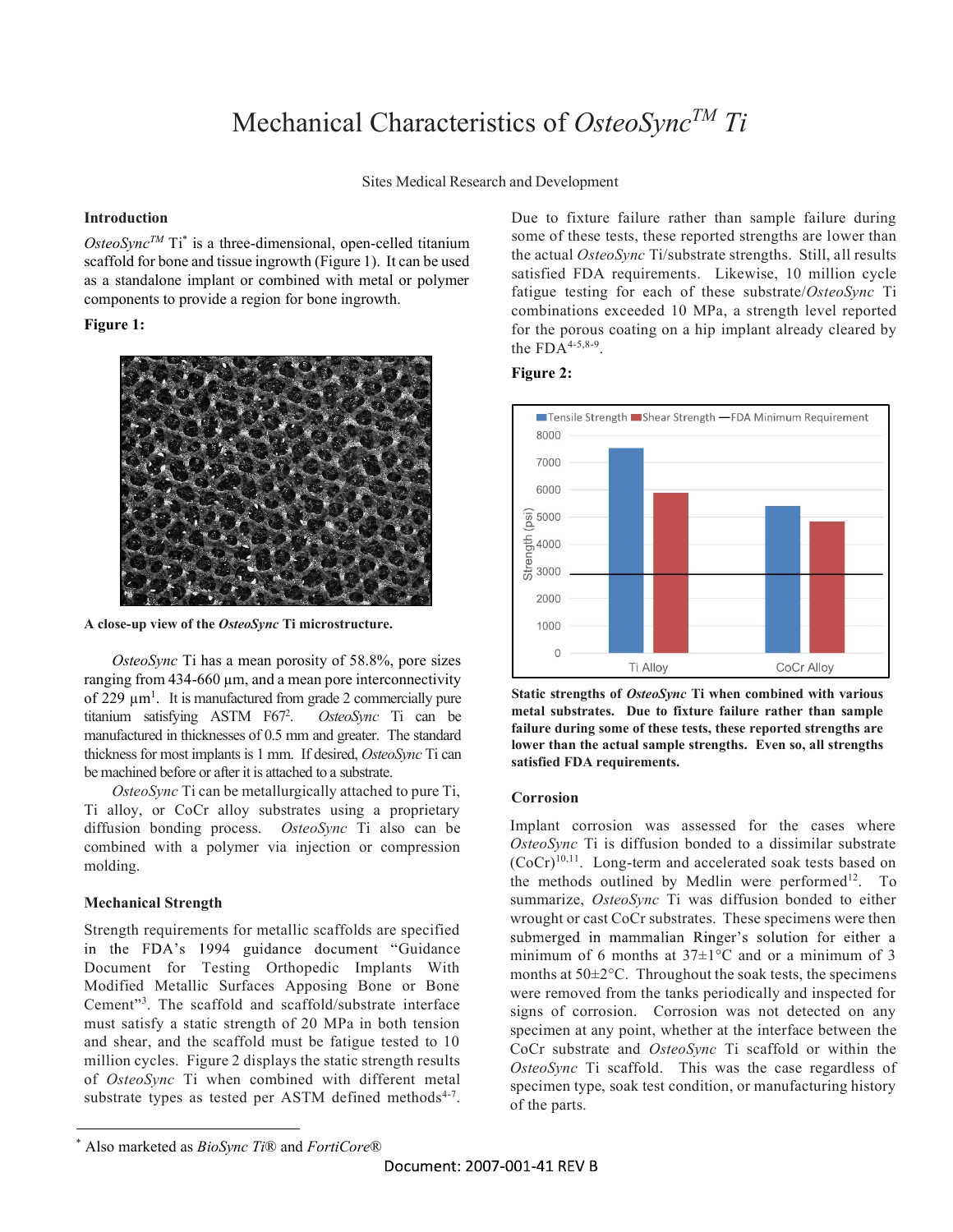# Mechanical Characteristics of *OsteoSync[TM] Ti*

Sites Medical Research and Development

## Introduction

*OsteoSync[TM]* Ti* is a three-dimensional, open-celled titanium scaffold for bone and tissue ingrowth (Figure 1). It can be used as a standalone implant or combined with metal or polymer components to provide a region for bone ingrowth.

**Figure 1:**

**A close-up view of the *OsteoSync* Ti microstructure.**

*OsteoSync* Ti has a mean porosity of 58.8%, pore sizes ranging from 434-660 µm, and a mean pore interconnectivity of 229 µm[1]. It is manufactured from grade 2 commercially pure titanium satisfying ASTM F67[2]. *OsteoSync* Ti can be manufactured in thicknesses of 0.5 mm and greater. The standard thickness for most implants is 1 mm. If desired, *OsteoSync* Ti can be machined before or after it is attached to a substrate.

*OsteoSync* Ti can be metallurgically attached to pure Ti, Ti alloy, or CoCr alloy substrates using a proprietary diffusion bonding process. *OsteoSync* Ti also can be combined with a polymer via injection or compression molding.

## Mechanical Strength

Strength requirements for metallic scaffolds are specified in the FDA's 1994 guidance document "Guidance Document for Testing Orthopedic Implants With Modified Metallic Surfaces Apposing Bone or Bone Cement"[3]. The scaffold and scaffold/substrate interface must satisfy a static strength of 20 MPa in both tension and shear, and the scaffold must be fatigue tested to 10 million cycles. Figure 2 displays the static strength results of *OsteoSync* Ti when combined with different metal substrate types as tested per ASTM defined methods[4-7]. Due to fixture failure rather than sample failure during some of these tests, these reported strengths are lower than the actual *OsteoSync* Ti/substrate strengths. Still, all results satisfied FDA requirements. Likewise, 10 million cycle fatigue testing for each of these substrate/*OsteoSync* Ti combinations exceeded 10 MPa, a strength level reported for the porous coating on a hip implant already cleared by the FDA[4-5,8-9].

**Figure 2:**

**Static strengths of *OsteoSync* Ti when combined with various metal substrates. Due to fixture failure rather than sample failure during some of these tests, these reported strengths are lower than the actual sample strengths. Even so, all strengths satisfied FDA requirements.**

## Corrosion

Implant corrosion was assessed for the cases where *OsteoSync* Ti is diffusion bonded to a dissimilar substrate (CoCr)[10,11]. Long-term and accelerated soak tests based on the methods outlined by Medlin were performed[12]. To summarize, *OsteoSync* Ti was diffusion bonded to either wrought or cast CoCr substrates. These specimens were then submerged in mammalian Ringer's solution for either a minimum of 6 months at 37±1°C and or a minimum of 3 months at 50±2°C. Throughout the soak tests, the specimens were removed from the tanks periodically and inspected for signs of corrosion. Corrosion was not detected on any specimen at any point, whether at the interface between the CoCr substrate and *OsteoSync* Ti scaffold or within the *OsteoSync* Ti scaffold. This was the case regardless of specimen type, soak test condition, or manufacturing history of the parts.

---

* Also marketed as *BioSync Ti*® and *FortiCore*®

Document: 2007-001-41 REV B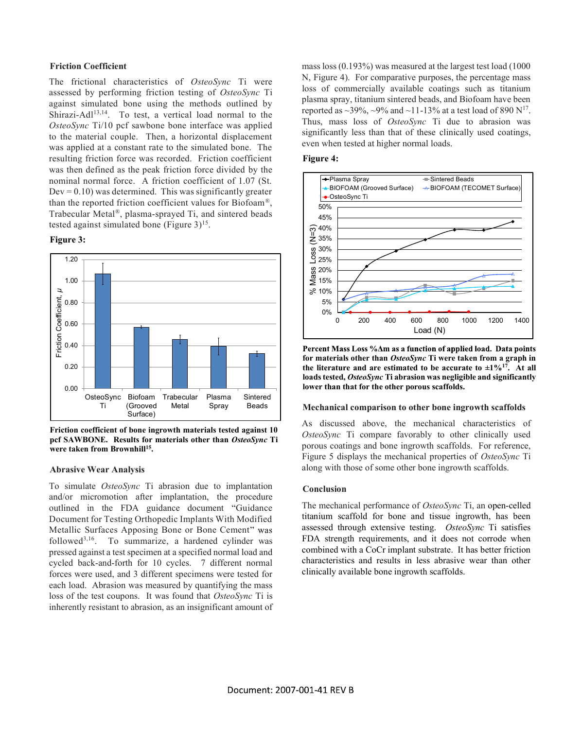### Friction Coefficient

The frictional characteristics of *OsteoSync* Ti were assessed by performing friction testing of *OsteoSync* Ti against simulated bone using the methods outlined by Shirazi-Adl[13,14]. To test, a vertical load normal to the *OsteoSync* Ti/10 pcf sawbone bone interface was applied to the material couple. Then, a horizontal displacement was applied at a constant rate to the simulated bone. The resulting friction force was recorded. Friction coefficient was then defined as the peak friction force divided by the nominal normal force. A friction coefficient of 1.07 (St. Dev = 0.10) was determined. This was significantly greater than the reported friction coefficient values for Biofoam®, Trabecular Metal®, plasma-sprayed Ti, and sintered beads tested against simulated bone (Figure 3)[15].

**Figure 3:**

**Friction coefficient of bone ingrowth materials tested against 10 pcf SAWBONE. Results for materials other than *OsteoSync* Ti were taken from Brownhill[15].**

### Abrasive Wear Analysis

To simulate *OsteoSync* Ti abrasion due to implantation and/or micromotion after implantation, the procedure outlined in the FDA guidance document "Guidance Document for Testing Orthopedic Implants With Modified Metallic Surfaces Apposing Bone or Bone Cement" was followed[3,16]. To summarize, a hardened cylinder was pressed against a test specimen at a specified normal load and cycled back-and-forth for 10 cycles. 7 different normal forces were used, and 3 different specimens were tested for each load. Abrasion was measured by quantifying the mass loss of the test coupons. It was found that *OsteoSync* Ti is inherently resistant to abrasion, as an insignificant amount of mass loss (0.193%) was measured at the largest test load (1000 N, Figure 4). For comparative purposes, the percentage mass loss of commercially available coatings such as titanium plasma spray, titanium sintered beads, and Biofoam have been reported as ~39%, ~9% and ~11-13% at a test load of 890 N[17]. Thus, mass loss of *OsteoSync* Ti due to abrasion was significantly less than that of these clinically used coatings, even when tested at higher normal loads.

**Figure 4:**

**Percent Mass Loss %Δm as a function of applied load. Data points for materials other than *OsteoSync* Ti were taken from a graph in the literature and are estimated to be accurate to ±1%[17]. At all loads tested, *OsteoSync* Ti abrasion was negligible and significantly lower than that for the other porous scaffolds.**

### Mechanical comparison to other bone ingrowth scaffolds

As discussed above, the mechanical characteristics of *OsteoSync* Ti compare favorably to other clinically used porous coatings and bone ingrowth scaffolds. For reference, Figure 5 displays the mechanical properties of *OsteoSync* Ti along with those of some other bone ingrowth scaffolds.

### Conclusion

The mechanical performance of *OsteoSync* Ti, an open-celled titanium scaffold for bone and tissue ingrowth, has been assessed through extensive testing. *OsteoSync* Ti satisfies FDA strength requirements, and it does not corrode when combined with a CoCr implant substrate. It has better friction characteristics and results in less abrasive wear than other clinically available bone ingrowth scaffolds.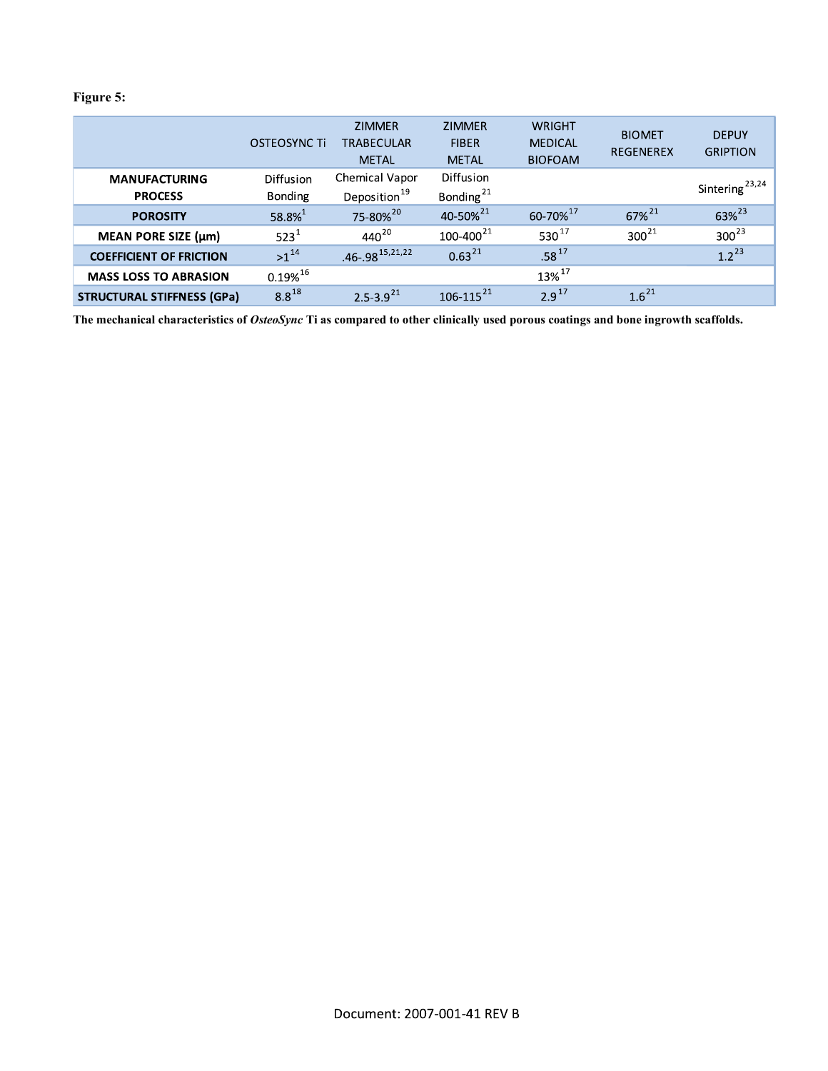**Figure 5:**

| | OSTEOSYNC Ti | ZIMMER TRABECULAR METAL | ZIMMER FIBER METAL | WRIGHT MEDICAL BIOFOAM | BIOMET REGENEREX | DEPUY GRIPTION |
|---|---|---|---|---|---|---|
| **MANUFACTURING PROCESS** | Diffusion Bonding | Chemical Vapor Deposition[19] | Diffusion Bonding[21] | | | Sintering[23,24] |
| **POROSITY** | 58.8%[1] | 75-80%[20] | 40-50%[21] | 60-70%[17] | 67%[21] | 63%[23] |
| **MEAN PORE SIZE (µm)** | 523[1] | 440[20] | 100-400[21] | 530[17] | 300[21] | 300[23] |
| **COEFFICIENT OF FRICTION** | >1[14] | .46-.98[15,21,22] | 0.63[21] | .58[17] | | 1.2[23] |
| **MASS LOSS TO ABRASION** | 0.19%[16] | | | 13%[17] | | |
| **STRUCTURAL STIFFNESS (GPa)** | 8.8[18] | 2.5-3.9[21] | 106-115[21] | 2.9[17] | 1.6[21] | |

**The mechanical characteristics of *OsteoSync* Ti as compared to other clinically used porous coatings and bone ingrowth scaffolds.**

Document: 2007-001-41 REV B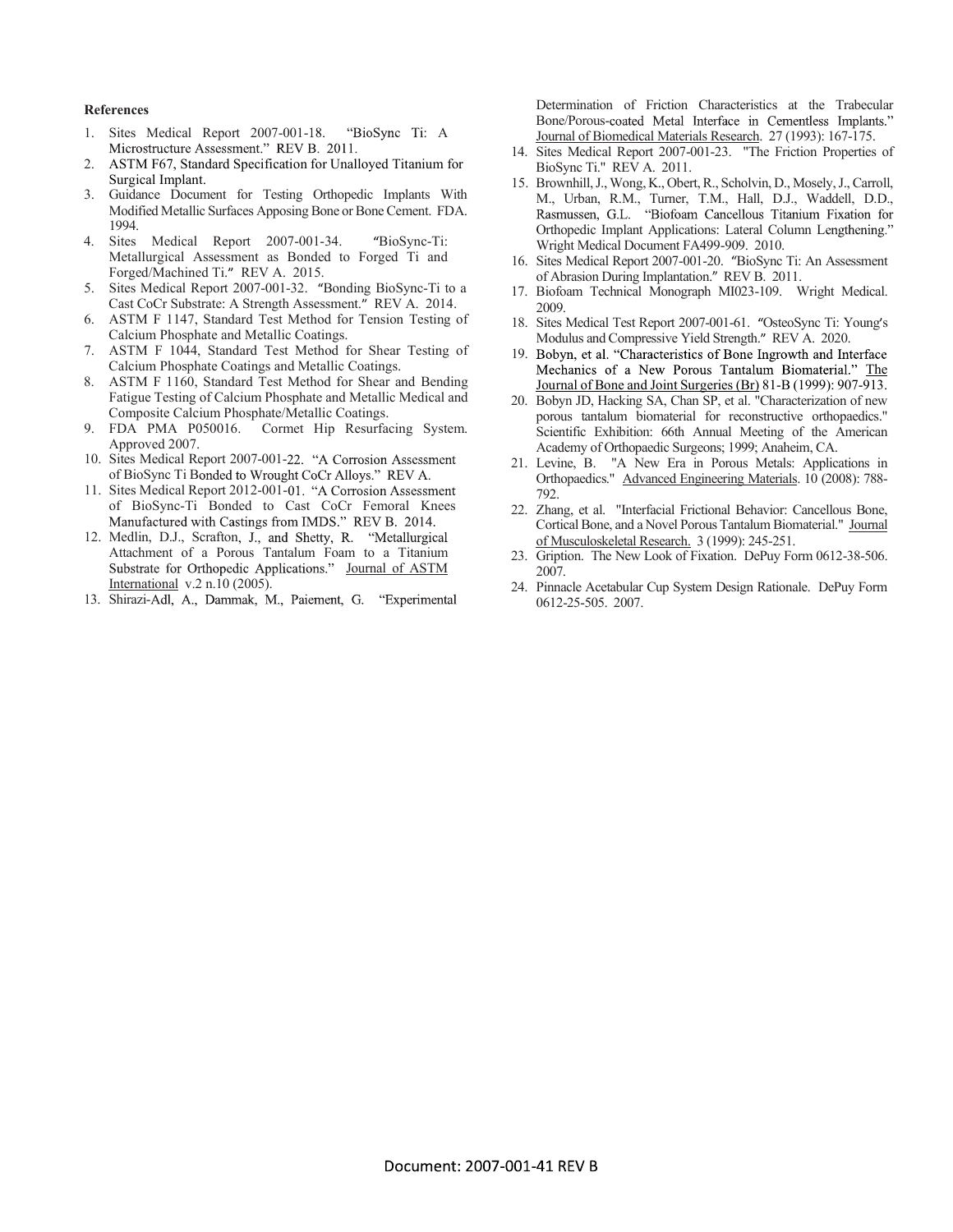**References**

1. Sites Medical Report 2007-001-18. "BioSync Ti: A Microstructure Assessment." REV B. 2011.
2. ASTM F67, Standard Specification for Unalloyed Titanium for Surgical Implant.
3. Guidance Document for Testing Orthopedic Implants With Modified Metallic Surfaces Apposing Bone or Bone Cement. FDA. 1994.
4. Sites Medical Report 2007-001-34. "BioSync-Ti: Metallurgical Assessment as Bonded to Forged Ti and Forged/Machined Ti." REV A. 2015.
5. Sites Medical Report 2007-001-32. "Bonding BioSync-Ti to a Cast CoCr Substrate: A Strength Assessment." REV A. 2014.
6. ASTM F 1147, Standard Test Method for Tension Testing of Calcium Phosphate and Metallic Coatings.
7. ASTM F 1044, Standard Test Method for Shear Testing of Calcium Phosphate Coatings and Metallic Coatings.
8. ASTM F 1160, Standard Test Method for Shear and Bending Fatigue Testing of Calcium Phosphate and Metallic Medical and Composite Calcium Phosphate/Metallic Coatings.
9. FDA PMA P050016. Cormet Hip Resurfacing System. Approved 2007.
10. Sites Medical Report 2007-001-22. "A Corrosion Assessment of BioSync Ti Bonded to Wrought CoCr Alloys." REV A.
11. Sites Medical Report 2012-001-01. "A Corrosion Assessment of BioSync-Ti Bonded to Cast CoCr Femoral Knees Manufactured with Castings from IMDS." REV B. 2014.
12. Medlin, D.J., Scrafton, J., and Shetty, R. "Metallurgical Attachment of a Porous Tantalum Foam to a Titanium Substrate for Orthopedic Applications." Journal of ASTM International v.2 n.10 (2005).
13. Shirazi-Adl, A., Dammak, M., Paiement, G. "Experimental Determination of Friction Characteristics at the Trabecular Bone/Porous-coated Metal Interface in Cementless Implants." Journal of Biomedical Materials Research. 27 (1993): 167-175.
14. Sites Medical Report 2007-001-23. "The Friction Properties of BioSync Ti." REV A. 2011.
15. Brownhill, J., Wong, K., Obert, R., Scholvin, D., Mosely, J., Carroll, M., Urban, R.M., Turner, T.M., Hall, D.J., Waddell, D.D., Rasmussen, G.L. "Biofoam Cancellous Titanium Fixation for Orthopedic Implant Applications: Lateral Column Lengthening." Wright Medical Document FA499-909. 2010.
16. Sites Medical Report 2007-001-20. "BioSync Ti: An Assessment of Abrasion During Implantation." REV B. 2011.
17. Biofoam Technical Monograph MI023-109. Wright Medical. 2009.
18. Sites Medical Test Report 2007-001-61. "OsteoSync Ti: Young's Modulus and Compressive Yield Strength." REV A. 2020.
19. Bobyn, et al. "Characteristics of Bone Ingrowth and Interface Mechanics of a New Porous Tantalum Biomaterial." The Journal of Bone and Joint Surgeries (Br) 81-B (1999): 907-913.
20. Bobyn JD, Hacking SA, Chan SP, et al. "Characterization of new porous tantalum biomaterial for reconstructive orthopaedics." Scientific Exhibition: 66th Annual Meeting of the American Academy of Orthopaedic Surgeons; 1999; Anaheim, CA.
21. Levine, B. "A New Era in Porous Metals: Applications in Orthopaedics." Advanced Engineering Materials. 10 (2008): 788-792.
22. Zhang, et al. "Interfacial Frictional Behavior: Cancellous Bone, Cortical Bone, and a Novel Porous Tantalum Biomaterial." Journal of Musculoskeletal Research. 3 (1999): 245-251.
23. Gription. The New Look of Fixation. DePuy Form 0612-38-506. 2007.
24. Pinnacle Acetabular Cup System Design Rationale. DePuy Form 0612-25-505. 2007.